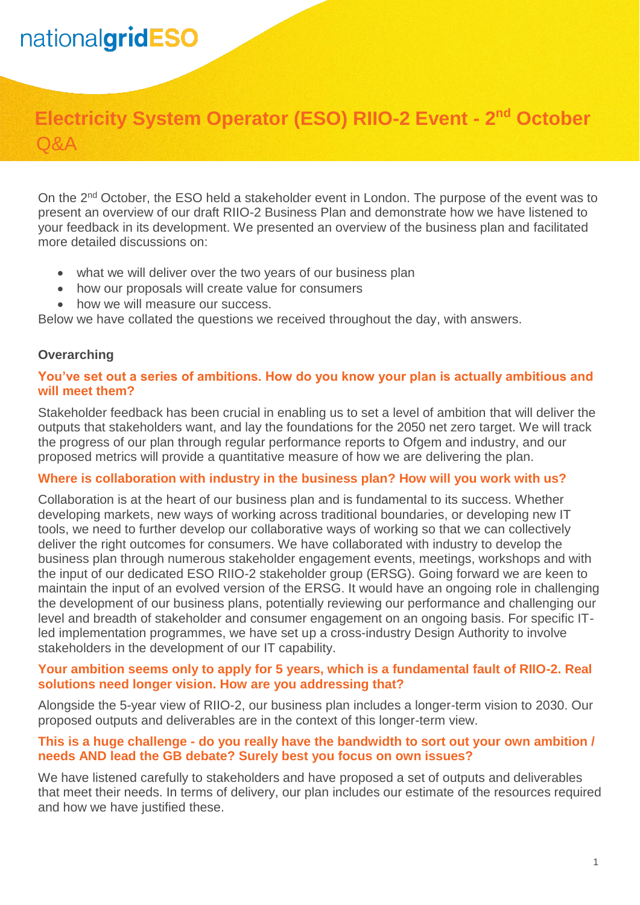# Electricity System Operator (ESO) RIIO-2 Event - 2nd October Q&A

On the 2nd October, the ESO held a stakeholder event in London. The purpose of the event was to present an overview of our draft RIIO-2 Business Plan and demonstrate how we have listened to your feedback in its development. We presented an overview of the business plan and facilitated more detailed discussions on:

- what we will deliver over the two years of our business plan
- how our proposals will create value for consumers
- how we will measure our success.

Below we have collated the questions we received throughout the day, with answers.

## Overarching

### You've set out a series of ambitions. How do you know your plan is actually ambitious and will meet them?

Stakeholder feedback has been crucial in enabling us to set a level of ambition that will deliver the outputs that stakeholders want, and lay the foundations for the 2050 net zero target. We will track the progress of our plan through regular performance reports to Ofgem and industry, and our proposed metrics will provide a quantitative measure of how we are delivering the plan.

### Where is collaboration with industry in the business plan? How will you work with us?

Collaboration is at the heart of our business plan and is fundamental to its success. Whether developing markets, new ways of working across traditional boundaries, or developing new IT tools, we need to further develop our collaborative ways of working so that we can collectively deliver the right outcomes for consumers. We have collaborated with industry to develop the business plan through numerous stakeholder engagement events, meetings, workshops and with the input of our dedicated ESO RIIO-2 stakeholder group (ERSG). Going forward we are keen to maintain the input of an evolved version of the ERSG. It would have an ongoing role in challenging the development of our business plans, potentially reviewing our performance and challenging our level and breadth of stakeholder and consumer engagement on an ongoing basis. For specific IT-led implementation programmes, we have set up a cross-industry Design Authority to involve stakeholders in the development of our IT capability.

### Your ambition seems only to apply for 5 years, which is a fundamental fault of RIIO-2. Real solutions need longer vision. How are you addressing that?

Alongside the 5-year view of RIIO-2, our business plan includes a longer-term vision to 2030. Our proposed outputs and deliverables are in the context of this longer-term view.

### This is a huge challenge - do you really have the bandwidth to sort out your own ambition / needs AND lead the GB debate? Surely best you focus on own issues?

We have listened carefully to stakeholders and have proposed a set of outputs and deliverables that meet their needs. In terms of delivery, our plan includes our estimate of the resources required and how we have justified these.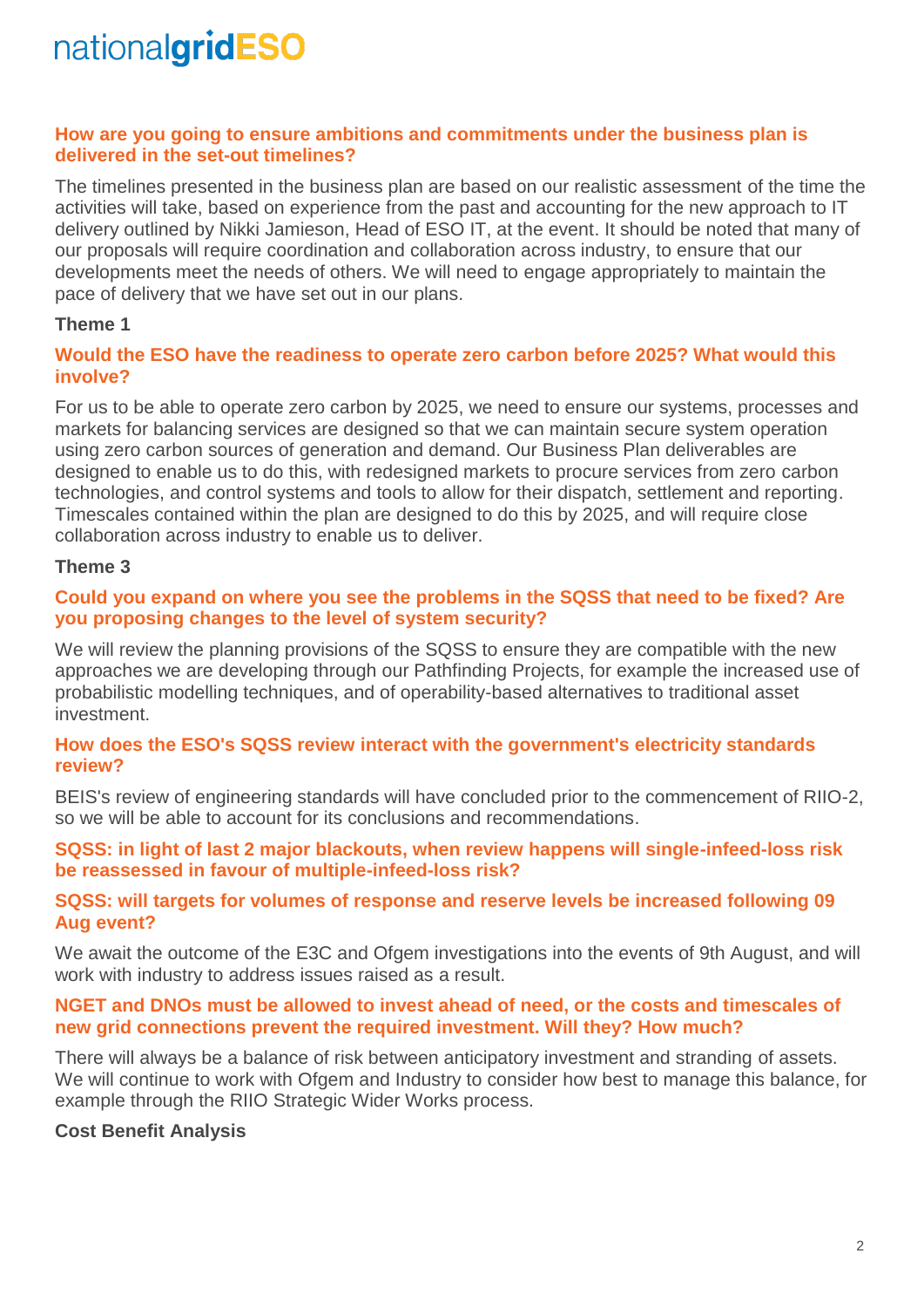**How are you going to ensure ambitions and commitments under the business plan is delivered in the set-out timelines?**

The timelines presented in the business plan are based on our realistic assessment of the time the activities will take, based on experience from the past and accounting for the new approach to IT delivery outlined by Nikki Jamieson, Head of ESO IT, at the event. It should be noted that many of our proposals will require coordination and collaboration across industry, to ensure that our developments meet the needs of others. We will need to engage appropriately to maintain the pace of delivery that we have set out in our plans.

### Theme 1

**Would the ESO have the readiness to operate zero carbon before 2025? What would this involve?**

For us to be able to operate zero carbon by 2025, we need to ensure our systems, processes and markets for balancing services are designed so that we can maintain secure system operation using zero carbon sources of generation and demand. Our Business Plan deliverables are designed to enable us to do this, with redesigned markets to procure services from zero carbon technologies, and control systems and tools to allow for their dispatch, settlement and reporting. Timescales contained within the plan are designed to do this by 2025, and will require close collaboration across industry to enable us to deliver.

### Theme 3

**Could you expand on where you see the problems in the SQSS that need to be fixed? Are you proposing changes to the level of system security?**

We will review the planning provisions of the SQSS to ensure they are compatible with the new approaches we are developing through our Pathfinding Projects, for example the increased use of probabilistic modelling techniques, and of operability-based alternatives to traditional asset investment.

**How does the ESO's SQSS review interact with the government's electricity standards review?**

BEIS's review of engineering standards will have concluded prior to the commencement of RIIO-2, so we will be able to account for its conclusions and recommendations.

**SQSS: in light of last 2 major blackouts, when review happens will single-infeed-loss risk be reassessed in favour of multiple-infeed-loss risk?**

**SQSS: will targets for volumes of response and reserve levels be increased following 09 Aug event?**

We await the outcome of the E3C and Ofgem investigations into the events of 9th August, and will work with industry to address issues raised as a result.

**NGET and DNOs must be allowed to invest ahead of need, or the costs and timescales of new grid connections prevent the required investment. Will they? How much?**

There will always be a balance of risk between anticipatory investment and stranding of assets. We will continue to work with Ofgem and Industry to consider how best to manage this balance, for example through the RIIO Strategic Wider Works process.

### Cost Benefit Analysis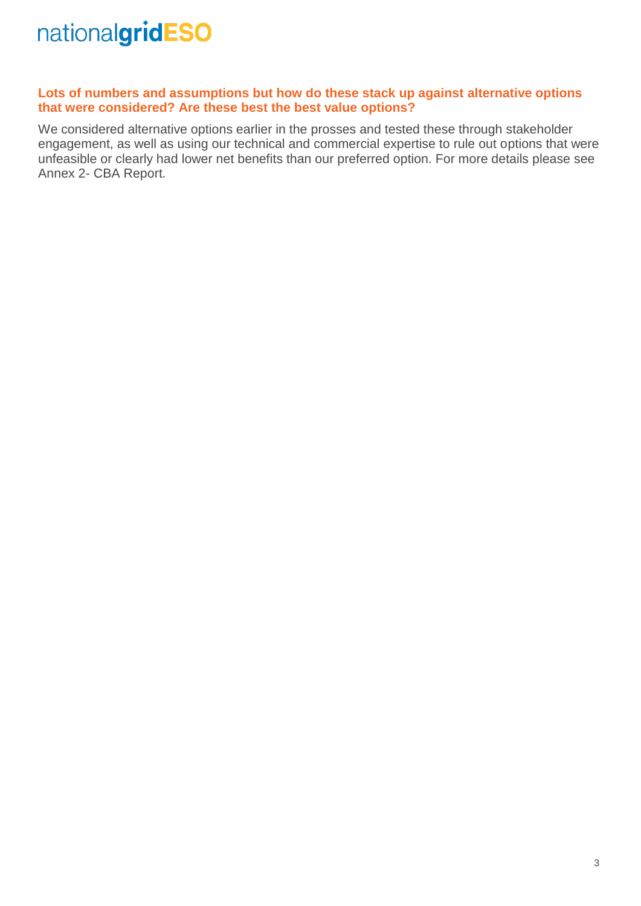**Lots of numbers and assumptions but how do these stack up against alternative options that were considered? Are these best the best value options?**

We considered alternative options earlier in the prosses and tested these through stakeholder engagement, as well as using our technical and commercial expertise to rule out options that were unfeasible or clearly had lower net benefits than our preferred option. For more details please see Annex 2- CBA Report.